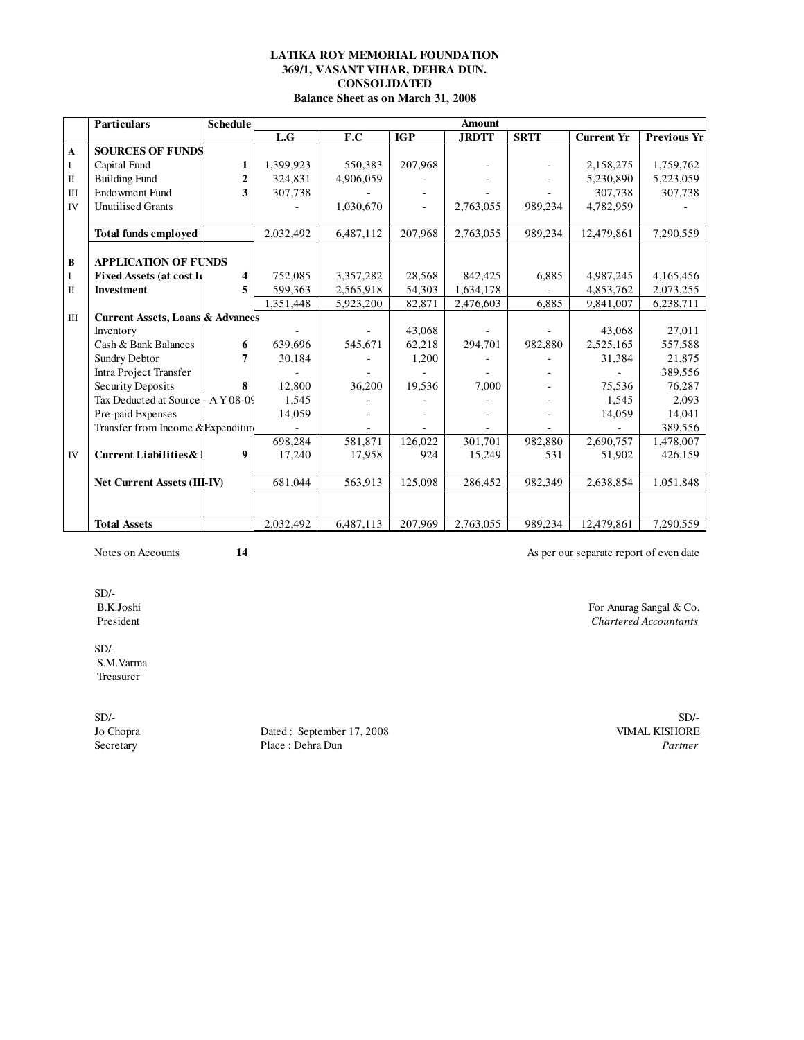**LATIKA ROY MEMORIAL FOUNDATION**
**369/1, VASANT VIHAR, DEHRA DUN.**
**CONSOLIDATED**
**Balance Sheet as on March 31, 2008**

| | Particulars | Schedule | Amount | | | | | | |
|---|---|---|---|---|---|---|---|---|---|
| | | | L.G | F.C | IGP | JRDTT | SRTT | Current Yr | Previous Yr |
| **A** | **SOURCES OF FUNDS** | | | | | | | | |
| I | Capital Fund | 1 | 1,399,923 | 550,383 | 207,968 | - | - | 2,158,275 | 1,759,762 |
| II | Building Fund | 2 | 324,831 | 4,906,059 | - | - | - | 5,230,890 | 5,223,059 |
| III | Endowment Fund | 3 | 307,738 | - | - | - | - | 307,738 | 307,738 |
| IV | Unutilised Grants | | - | 1,030,670 | - | 2,763,055 | 989,234 | 4,782,959 | - |
| | **Total funds employed** | | 2,032,492 | 6,487,112 | 207,968 | 2,763,055 | 989,234 | 12,479,861 | 7,290,559 |
| **B** | **APPLICATION OF FUNDS** | | | | | | | | |
| I | **Fixed Assets (at cost l** | 4 | 752,085 | 3,357,282 | 28,568 | 842,425 | 6,885 | 4,987,245 | 4,165,456 |
| II | **Investment** | 5 | 599,363 | 2,565,918 | 54,303 | 1,634,178 | - | 4,853,762 | 2,073,255 |
| | | | 1,351,448 | 5,923,200 | 82,871 | 2,476,603 | 6,885 | 9,841,007 | 6,238,711 |
| III | **Current Assets, Loans & Advances** | | | | | | | | |
| | Inventory | | - | - | 43,068 | - | - | 43,068 | 27,011 |
| | Cash & Bank Balances | 6 | 639,696 | 545,671 | 62,218 | 294,701 | 982,880 | 2,525,165 | 557,588 |
| | Sundry Debtor | 7 | 30,184 | - | 1,200 | - | - | 31,384 | 21,875 |
| | Intra Project Transfer | | - | - | - | - | - | - | 389,556 |
| | Security Deposits | 8 | 12,800 | 36,200 | 19,536 | 7,000 | - | 75,536 | 76,287 |
| | Tax Deducted at Source - A Y 08-09 | | 1,545 | - | - | - | - | 1,545 | 2,093 |
| | Pre-paid Expenses | | 14,059 | - | - | - | - | 14,059 | 14,041 |
| | Transfer from Income &Expenditure | | - | - | - | - | - | - | 389,556 |
| | | | 698,284 | 581,871 | 126,022 | 301,701 | 982,880 | 2,690,757 | 1,478,007 |
| IV | **Current Liabilities&** | 9 | 17,240 | 17,958 | 924 | 15,249 | 531 | 51,902 | 426,159 |
| | **Net Current Assets (III-IV)** | | 681,044 | 563,913 | 125,098 | 286,452 | 982,349 | 2,638,854 | 1,051,848 |
| | **Total Assets** | | 2,032,492 | 6,487,113 | 207,969 | 2,763,055 | 989,234 | 12,479,861 | 7,290,559 |

Notes on Accounts **14**

As per our separate report of even date

SD/-
B.K.Joshi
President

SD/-
S.M.Varma
Treasurer

SD/-
Jo Chopra
Secretary

Dated : September 17, 2008
Place : Dehra Dun

For Anurag Sangal & Co.
*Chartered Accountants*

SD/-
VIMAL KISHORE
*Partner*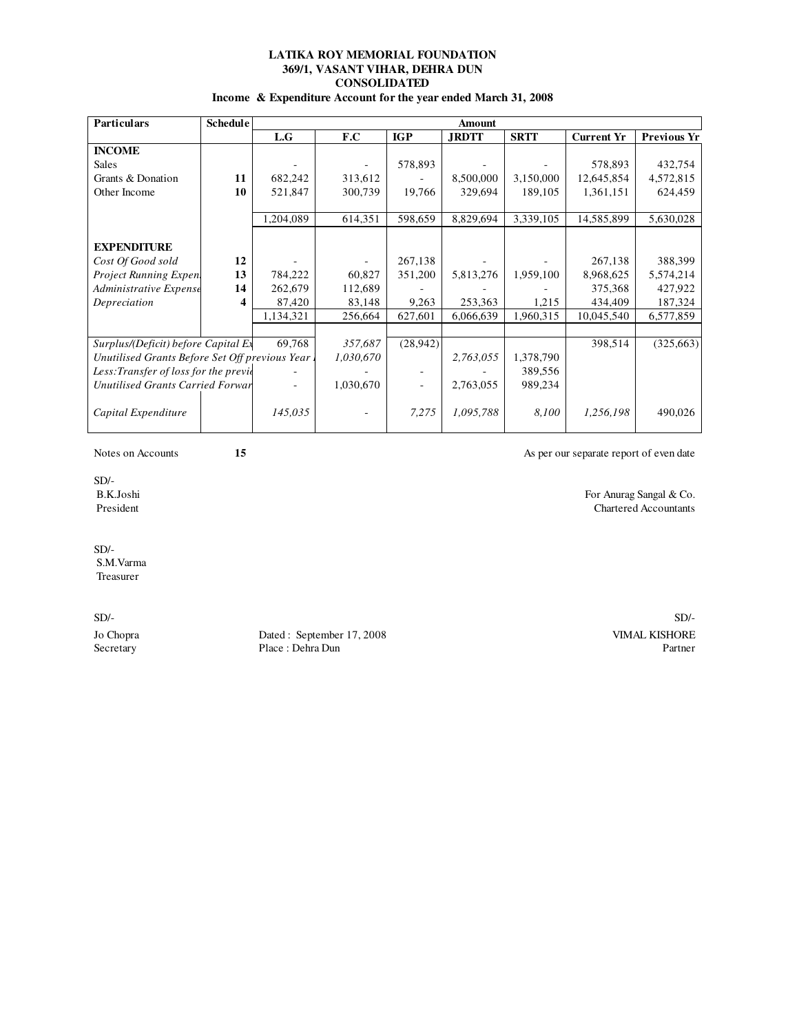**LATIKA ROY MEMORIAL FOUNDATION**
**369/1, VASANT VIHAR, DEHRA DUN**
**CONSOLIDATED**
**Income & Expenditure Account for the year ended March 31, 2008**

| Particulars | Schedule | Amount | | | | | | |
|---|---|---|---|---|---|---|---|---|
| | | L.G | F.C | IGP | JRDTT | SRTT | Current Yr | Previous Yr |
| **INCOME** | | | | | | | | |
| Sales | | - | - | 578,893 | - | - | 578,893 | 432,754 |
| Grants & Donation | **11** | 682,242 | 313,612 | - | 8,500,000 | 3,150,000 | 12,645,854 | 4,572,815 |
| Other Income | **10** | 521,847 | 300,739 | 19,766 | 329,694 | 189,105 | 1,361,151 | 624,459 |
| | | 1,204,089 | 614,351 | 598,659 | 8,829,694 | 3,339,105 | 14,585,899 | 5,630,028 |
| **EXPENDITURE** | | | | | | | | |
| *Cost Of Good sold* | **12** | - | - | 267,138 | - | - | 267,138 | 388,399 |
| *Project Running Expen* | **13** | 784,222 | 60,827 | 351,200 | 5,813,276 | 1,959,100 | 8,968,625 | 5,574,214 |
| *Administrative Expense* | **14** | 262,679 | 112,689 | - | - | - | 375,368 | 427,922 |
| *Depreciation* | **4** | 87,420 | 83,148 | 9,263 | 253,363 | 1,215 | 434,409 | 187,324 |
| | | 1,134,321 | 256,664 | 627,601 | 6,066,639 | 1,960,315 | 10,045,540 | 6,577,859 |
| *Surplus/(Deficit) before Capital Ex* | | 69,768 | *357,687* | (28,942) | | | 398,514 | (325,663) |
| *Unutilised Grants Before Set Off previous Year* | | | *1,030,670* | | *2,763,055* | 1,378,790 | | |
| *Less:Transfer of loss for the previ* | | - | - | - | - | 389,556 | | |
| *Unutilised Grants Carried Forwar* | | - | 1,030,670 | - | 2,763,055 | 989,234 | | |
| *Capital Expenditure* | | *145,035* | - | *7,275* | *1,095,788* | *8,100* | *1,256,198* | 490,026 |

Notes on Accounts **15**

As per our separate report of even date

SD/-
B.K.Joshi
President

For Anurag Sangal & Co.
Chartered Accountants

SD/-
S.M.Varma
Treasurer

SD/-
Jo Chopra
Secretary

Dated : September 17, 2008
Place : Dehra Dun

SD/-
VIMAL KISHORE
Partner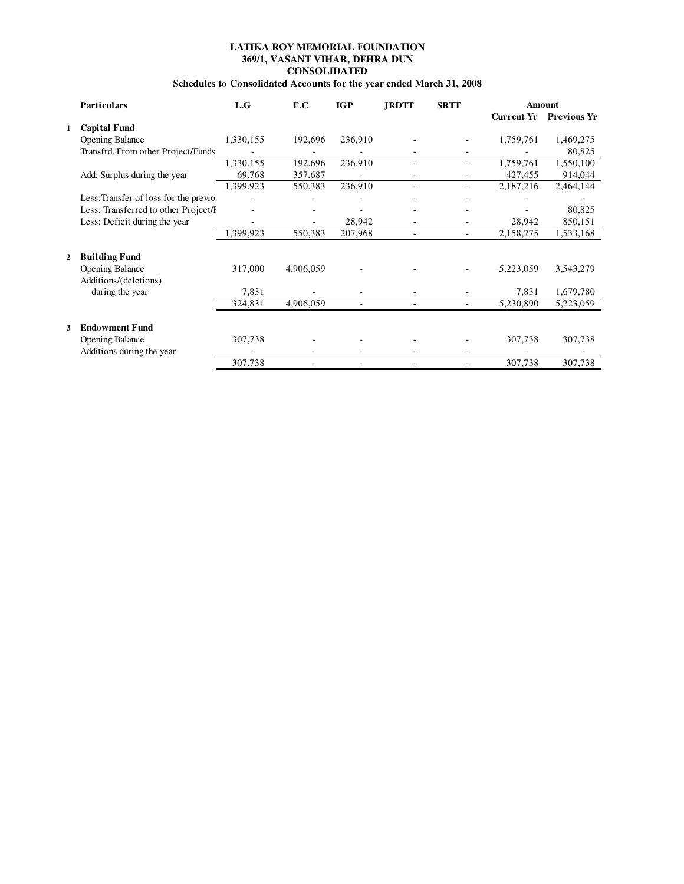**LATIKA ROY MEMORIAL FOUNDATION**
**369/1, VASANT VIHAR, DEHRA DUN**
**CONSOLIDATED**
**Schedules to Consolidated Accounts for the year ended March 31, 2008**

| | Particulars | L.G | F.C | IGP | JRDTT | SRTT | Amount | |
|---|---|---|---|---|---|---|---|---|
| | | | | | | | Current Yr | Previous Yr |
| 1 | **Capital Fund** | | | | | | | |
| | Opening Balance | 1,330,155 | 192,696 | 236,910 | - | - | 1,759,761 | 1,469,275 |
| | Transfrd. From other Project/Funds | - | - | - | - | - | - | 80,825 |
| | | 1,330,155 | 192,696 | 236,910 | - | - | 1,759,761 | 1,550,100 |
| | Add: Surplus during the year | 69,768 | 357,687 | - | - | - | 427,455 | 914,044 |
| | | 1,399,923 | 550,383 | 236,910 | - | - | 2,187,216 | 2,464,144 |
| | Less:Transfer of loss for the previo | - | - | - | - | - | - | - |
| | Less: Transferred to other Project/F | - | - | - | - | - | - | 80,825 |
| | Less: Deficit during the year | - | - | 28,942 | - | - | 28,942 | 850,151 |
| | | 1,399,923 | 550,383 | 207,968 | - | - | 2,158,275 | 1,533,168 |
| 2 | **Building Fund** | | | | | | | |
| | Opening Balance | 317,000 | 4,906,059 | - | - | - | 5,223,059 | 3,543,279 |
| | Additions/(deletions) during the year | 7,831 | - | - | - | - | 7,831 | 1,679,780 |
| | | 324,831 | 4,906,059 | - | - | - | 5,230,890 | 5,223,059 |
| 3 | **Endowment Fund** | | | | | | | |
| | Opening Balance | 307,738 | - | - | - | - | 307,738 | 307,738 |
| | Additions during the year | - | - | - | - | - | - | - |
| | | 307,738 | - | - | - | - | 307,738 | 307,738 |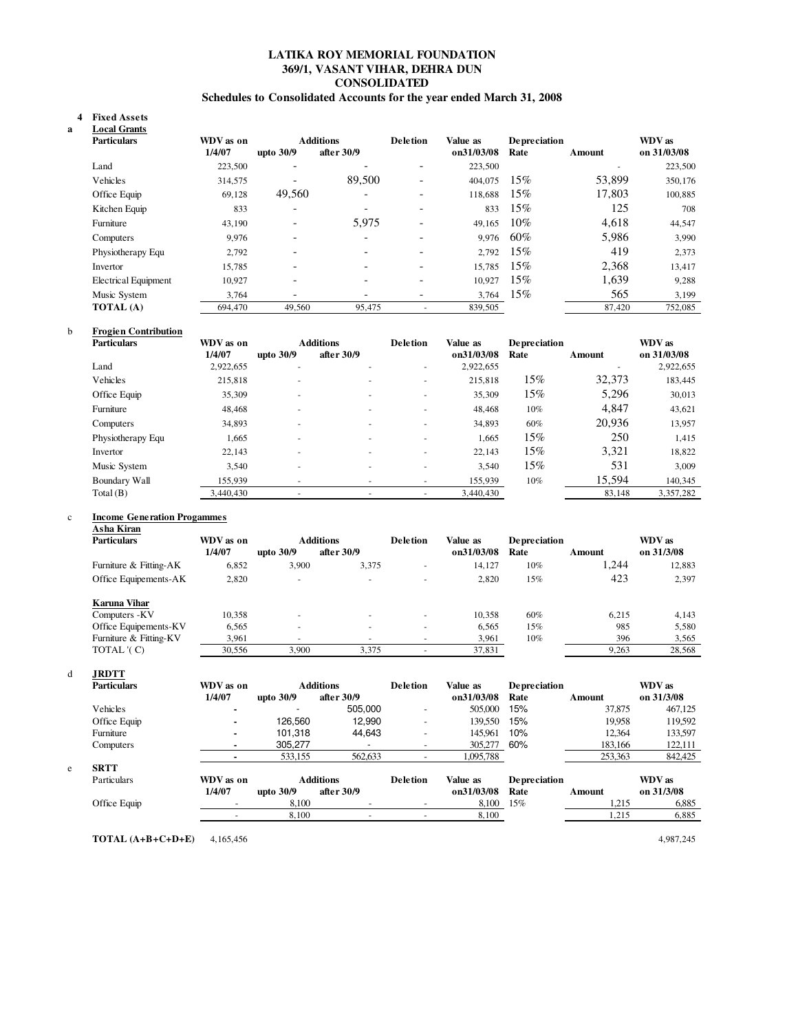# LATIKA ROY MEMORIAL FOUNDATION
## 369/1, VASANT VIHAR, DEHRA DUN
## CONSOLIDATED
### Schedules to Consolidated Accounts for the year ended March 31, 2008

**4 Fixed Assets**

**a Local Grants**

| Particulars | WDV as on 1/4/07 | Additions upto 30/9 | Additions after 30/9 | Deletion | Value as on31/03/08 | Depreciation Rate | Amount | WDV as on 31/03/08 |
|---|---|---|---|---|---|---|---|---|
| Land | 223,500 | - | - | - | 223,500 | | - | 223,500 |
| Vehicles | 314,575 | - | 89,500 | - | 404,075 | 15% | 53,899 | 350,176 |
| Office Equip | 69,128 | 49,560 | - | - | 118,688 | 15% | 17,803 | 100,885 |
| Kitchen Equip | 833 | - | - | - | 833 | 15% | 125 | 708 |
| Furniture | 43,190 | - | 5,975 | - | 49,165 | 10% | 4,618 | 44,547 |
| Computers | 9,976 | - | - | - | 9,976 | 60% | 5,986 | 3,990 |
| Physiotherapy Equ | 2,792 | - | - | - | 2,792 | 15% | 419 | 2,373 |
| Invertor | 15,785 | - | - | - | 15,785 | 15% | 2,368 | 13,417 |
| Electrical Equipment | 10,927 | - | - | - | 10,927 | 15% | 1,639 | 9,288 |
| Music System | 3,764 | - | - | - | 3,764 | 15% | 565 | 3,199 |
| **TOTAL (A)** | 694,470 | 49,560 | 95,475 | - | 839,505 | | 87,420 | 752,085 |

**b Frogien Contribution**

| Particulars | WDV as on 1/4/07 | Additions upto 30/9 | Additions after 30/9 | Deletion | Value as on31/03/08 | Depreciation Rate | Amount | WDV as on 31/03/08 |
|---|---|---|---|---|---|---|---|---|
| Land | 2,922,655 | - | - | - | 2,922,655 | | - | 2,922,655 |
| Vehicles | 215,818 | - | - | - | 215,818 | 15% | 32,373 | 183,445 |
| Office Equip | 35,309 | - | - | - | 35,309 | 15% | 5,296 | 30,013 |
| Furniture | 48,468 | - | - | - | 48,468 | 10% | 4,847 | 43,621 |
| Computers | 34,893 | - | - | - | 34,893 | 60% | 20,936 | 13,957 |
| Physiotherapy Equ | 1,665 | - | - | - | 1,665 | 15% | 250 | 1,415 |
| Invertor | 22,143 | - | - | - | 22,143 | 15% | 3,321 | 18,822 |
| Music System | 3,540 | - | - | - | 3,540 | 15% | 531 | 3,009 |
| Boundary Wall | 155,939 | - | - | - | 155,939 | 10% | 15,594 | 140,345 |
| Total (B) | 3,440,430 | - | - | - | 3,440,430 | | 83,148 | 3,357,282 |

**c Income Generation Progammes**

| Particulars | WDV as on 1/4/07 | Additions upto 30/9 | Additions after 30/9 | Deletion | Value as on31/03/08 | Depreciation Rate | Amount | WDV as on 31/3/08 |
|---|---|---|---|---|---|---|---|---|
| **Asha Kiran** | | | | | | | | |
| Furniture & Fitting-AK | 6,852 | 3,900 | 3,375 | - | 14,127 | 10% | 1,244 | 12,883 |
| Office Equipements-AK | 2,820 | - | - | - | 2,820 | 15% | 423 | 2,397 |
| **Karuna Vihar** | | | | | | | | |
| Computers -KV | 10,358 | - | - | - | 10,358 | 60% | 6,215 | 4,143 |
| Office Equipements-KV | 6,565 | - | - | - | 6,565 | 15% | 985 | 5,580 |
| Furniture & Fitting-KV | 3,961 | - | - | - | 3,961 | 10% | 396 | 3,565 |
| TOTAL '( C) | 30,556 | 3,900 | 3,375 | - | 37,831 | | 9,263 | 28,568 |

**d JRDTT**

| Particulars | WDV as on 1/4/07 | Additions upto 30/9 | Additions after 30/9 | Deletion | Value as on31/03/08 | Depreciation Rate | Amount | WDV as on 31/3/08 |
|---|---|---|---|---|---|---|---|---|
| Vehicles | - | - | 505,000 | - | 505,000 | 15% | 37,875 | 467,125 |
| Office Equip | - | 126,560 | 12,990 | - | 139,550 | 15% | 19,958 | 119,592 |
| Furniture | - | 101,318 | 44,643 | - | 145,961 | 10% | 12,364 | 133,597 |
| Computers | - | 305,277 | - | - | 305,277 | 60% | 183,166 | 122,111 |
| | - | 533,155 | 562,633 | - | 1,095,788 | | 253,363 | 842,425 |

**e SRTT**

| Particulars | WDV as on 1/4/07 | Additions upto 30/9 | Additions after 30/9 | Deletion | Value as on31/03/08 | Depreciation Rate | Amount | WDV as on 31/3/08 |
|---|---|---|---|---|---|---|---|---|
| Office Equip | - | 8,100 | - | - | 8,100 | 15% | 1,215 | 6,885 |
| | - | 8,100 | - | - | 8,100 | | 1,215 | 6,885 |

| | WDV as on 1/4/07 | | WDV as on 31/3/08 |
|---|---|---|---|
| **TOTAL (A+B+C+D+E)** | 4,165,456 | | 4,987,245 |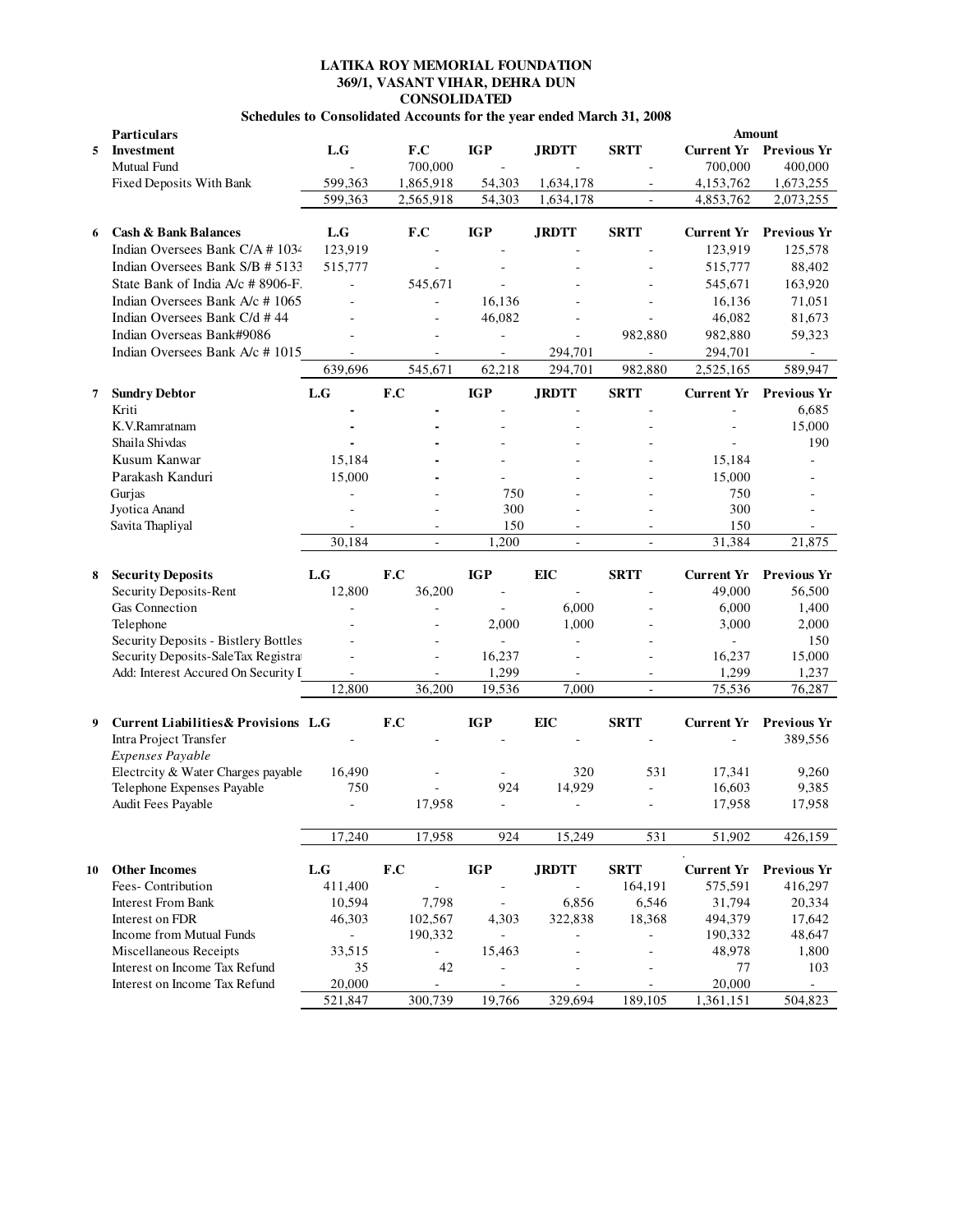**LATIKA ROY MEMORIAL FOUNDATION**
**369/1, VASANT VIHAR, DEHRA DUN**
**CONSOLIDATED**
**Schedules to Consolidated Accounts for the year ended March 31, 2008**

| | Particulars | | | | | | Amount | |
|---|---|---|---|---|---|---|---|---|
| **5** | **Investment** | **L.G** | **F.C** | **IGP** | **JRDTT** | **SRTT** | **Current Yr** | **Previous Yr** |
| | Mutual Fund | - | 700,000 | - | - | - | 700,000 | 400,000 |
| | Fixed Deposits With Bank | 599,363 | 1,865,918 | 54,303 | 1,634,178 | - | 4,153,762 | 1,673,255 |
| | | 599,363 | 2,565,918 | 54,303 | 1,634,178 | - | 4,853,762 | 2,073,255 |
| **6** | **Cash & Bank Balances** | **L.G** | **F.C** | **IGP** | **JRDTT** | **SRTT** | **Current Yr** | **Previous Yr** |
| | Indian Oversees Bank C/A # 1034 | 123,919 | - | - | - | - | 123,919 | 125,578 |
| | Indian Oversees Bank S/B # 5133 | 515,777 | - | - | - | - | 515,777 | 88,402 |
| | State Bank of India A/c # 8906-F. | - | 545,671 | - | - | - | 545,671 | 163,920 |
| | Indian Oversees Bank A/c # 1065 | - | - | 16,136 | - | - | 16,136 | 71,051 |
| | Indian Oversees Bank C/d # 44 | - | - | 46,082 | - | - | 46,082 | 81,673 |
| | Indian Overseas Bank#9086 | - | - | - | - | 982,880 | 982,880 | 59,323 |
| | Indian Oversees Bank A/c # 1015 | - | - | - | 294,701 | - | 294,701 | - |
| | | 639,696 | 545,671 | 62,218 | 294,701 | 982,880 | 2,525,165 | 589,947 |
| **7** | **Sundry Debtor** | **L.G** | **F.C** | **IGP** | **JRDTT** | **SRTT** | **Current Yr** | **Previous Yr** |
| | Kriti | - | - | - | - | - | - | 6,685 |
| | K.V.Ramratnam | - | - | - | - | - | - | 15,000 |
| | Shaila Shivdas | - | - | - | - | - | - | 190 |
| | Kusum Kanwar | 15,184 | - | - | - | - | 15,184 | - |
| | Parakash Kanduri | 15,000 | - | - | - | - | 15,000 | - |
| | Gurjas | - | - | 750 | - | - | 750 | - |
| | Jyotica Anand | - | - | 300 | - | - | 300 | - |
| | Savita Thapliyal | - | - | 150 | - | - | 150 | - |
| | | 30,184 | - | 1,200 | - | - | 31,384 | 21,875 |
| **8** | **Security Deposits** | **L.G** | **F.C** | **IGP** | **EIC** | **SRTT** | **Current Yr** | **Previous Yr** |
| | Security Deposits-Rent | 12,800 | 36,200 | - | - | - | 49,000 | 56,500 |
| | Gas Connection | - | - | - | 6,000 | - | 6,000 | 1,400 |
| | Telephone | - | - | 2,000 | 1,000 | - | 3,000 | 2,000 |
| | Security Deposits - Bistlery Bottles | - | - | - | - | - | - | 150 |
| | Security Deposits-SaleTax Registra | - | - | 16,237 | - | - | 16,237 | 15,000 |
| | Add: Interest Accured On Security I | - | - | 1,299 | - | - | 1,299 | 1,237 |
| | | 12,800 | 36,200 | 19,536 | 7,000 | - | 75,536 | 76,287 |
| **9** | **Current Liabilities& Provisions** | **L.G** | **F.C** | **IGP** | **EIC** | **SRTT** | **Current Yr** | **Previous Yr** |
| | Intra Project Transfer | - | - | - | - | - | - | 389,556 |
| | *Expenses Payable* | | | | | | | |
| | Electrcity & Water Charges payable | 16,490 | - | - | 320 | 531 | 17,341 | 9,260 |
| | Telephone Expenses Payable | 750 | - | 924 | 14,929 | - | 16,603 | 9,385 |
| | Audit Fees Payable | - | 17,958 | - | - | - | 17,958 | 17,958 |
| | | 17,240 | 17,958 | 924 | 15,249 | 531 | 51,902 | 426,159 |
| **10** | **Other Incomes** | **L.G** | **F.C** | **IGP** | **JRDTT** | **SRTT** | **Current Yr** | **Previous Yr** |
| | Fees- Contribution | 411,400 | - | - | - | 164,191 | 575,591 | 416,297 |
| | Interest From Bank | 10,594 | 7,798 | - | 6,856 | 6,546 | 31,794 | 20,334 |
| | Interest on FDR | 46,303 | 102,567 | 4,303 | 322,838 | 18,368 | 494,379 | 17,642 |
| | Income from Mutual Funds | - | 190,332 | - | - | - | 190,332 | 48,647 |
| | Miscellaneous Receipts | 33,515 | - | 15,463 | - | - | 48,978 | 1,800 |
| | Interest on Income Tax Refund | 35 | 42 | - | - | - | 77 | 103 |
| | Interest on Income Tax Refund | 20,000 | - | - | - | - | 20,000 | - |
| | | 521,847 | 300,739 | 19,766 | 329,694 | 189,105 | 1,361,151 | 504,823 |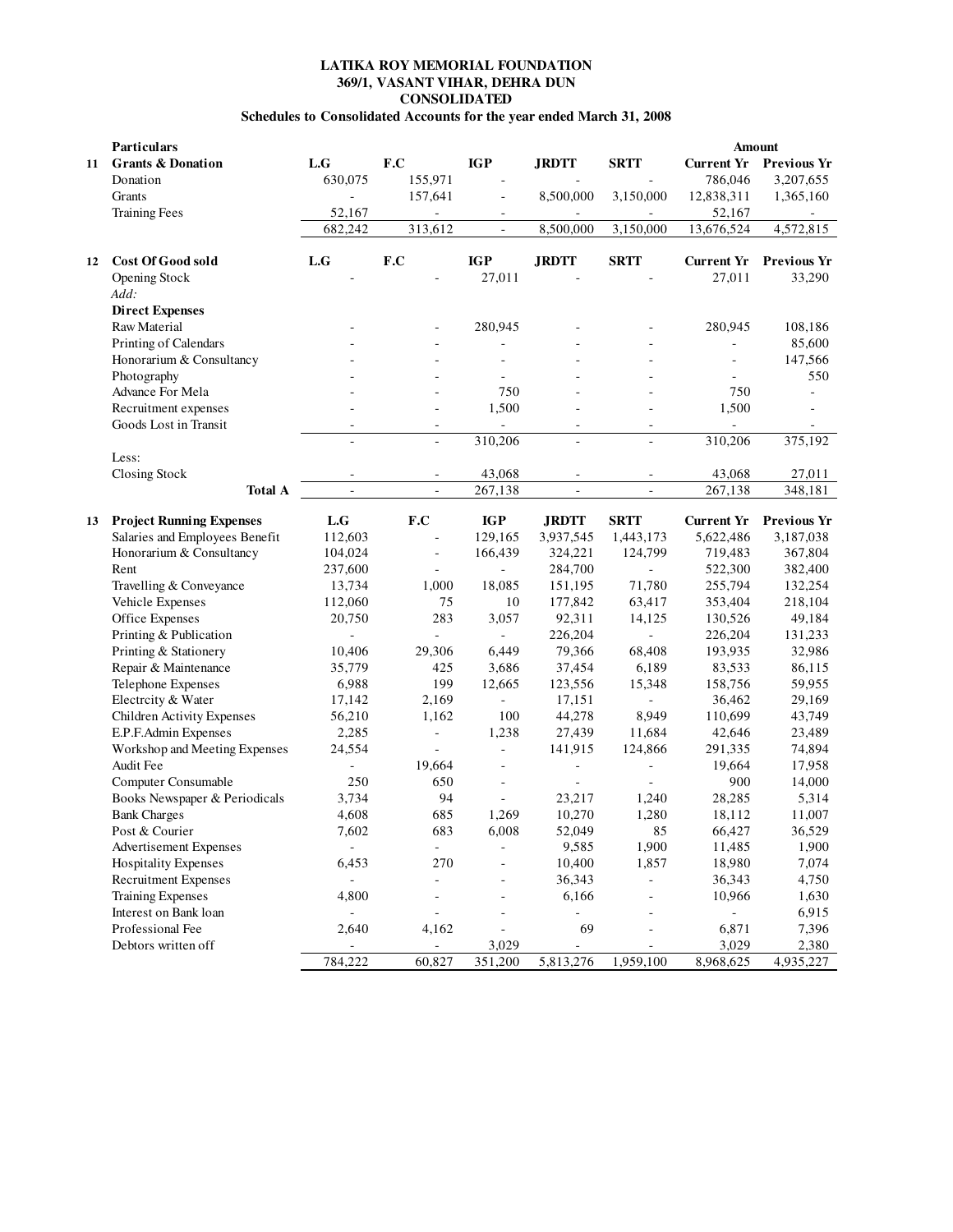**LATIKA ROY MEMORIAL FOUNDATION**
**369/1, VASANT VIHAR, DEHRA DUN**
**CONSOLIDATED**
**Schedules to Consolidated Accounts for the year ended March 31, 2008**

| | **Particulars** | | | | | | **Amount** | |
|---|---|---|---|---|---|---|---|---|
| **11** | **Grants & Donation** | **L.G** | **F.C** | **IGP** | **JRDTT** | **SRTT** | **Current Yr** | **Previous Yr** |
| | Donation | 630,075 | 155,971 | - | - | - | 786,046 | 3,207,655 |
| | Grants | - | 157,641 | - | 8,500,000 | 3,150,000 | 12,838,311 | 1,365,160 |
| | Training Fees | 52,167 | - | - | - | - | 52,167 | - |
| | | 682,242 | 313,612 | - | 8,500,000 | 3,150,000 | 13,676,524 | 4,572,815 |

| | | | | | | | | |
|---|---|---|---|---|---|---|---|---|
| **12** | **Cost Of Good sold** | **L.G** | **F.C** | **IGP** | **JRDTT** | **SRTT** | **Current Yr** | **Previous Yr** |
| | Opening Stock | - | - | 27,011 | - | - | 27,011 | 33,290 |
| | *Add:* | | | | | | | |
| | **Direct Expenses** | | | | | | | |
| | Raw Material | - | - | 280,945 | - | - | 280,945 | 108,186 |
| | Printing of Calendars | - | - | - | - | - | - | 85,600 |
| | Honorarium & Consultancy | - | - | - | - | - | - | 147,566 |
| | Photography | - | - | - | - | - | - | 550 |
| | Advance For Mela | - | - | 750 | - | - | 750 | - |
| | Recruitment expenses | - | - | 1,500 | - | - | 1,500 | - |
| | Goods Lost in Transit | - | - | - | - | - | - | - |
| | | - | - | 310,206 | - | - | 310,206 | 375,192 |
| | Less: | | | | | | | |
| | Closing Stock | - | - | 43,068 | - | - | 43,068 | 27,011 |
| | **Total A** | - | - | 267,138 | - | - | 267,138 | 348,181 |

| | | | | | | | | |
|---|---|---|---|---|---|---|---|---|
| **13** | **Project Running Expenses** | **L.G** | **F.C** | **IGP** | **JRDTT** | **SRTT** | **Current Yr** | **Previous Yr** |
| | Salaries and Employees Benefit | 112,603 | - | 129,165 | 3,937,545 | 1,443,173 | 5,622,486 | 3,187,038 |
| | Honorarium & Consultancy | 104,024 | - | 166,439 | 324,221 | 124,799 | 719,483 | 367,804 |
| | Rent | 237,600 | - | - | 284,700 | - | 522,300 | 382,400 |
| | Travelling & Conveyance | 13,734 | 1,000 | 18,085 | 151,195 | 71,780 | 255,794 | 132,254 |
| | Vehicle Expenses | 112,060 | 75 | 10 | 177,842 | 63,417 | 353,404 | 218,104 |
| | Office Expenses | 20,750 | 283 | 3,057 | 92,311 | 14,125 | 130,526 | 49,184 |
| | Printing & Publication | - | - | - | 226,204 | - | 226,204 | 131,233 |
| | Printing & Stationery | 10,406 | 29,306 | 6,449 | 79,366 | 68,408 | 193,935 | 32,986 |
| | Repair & Maintenance | 35,779 | 425 | 3,686 | 37,454 | 6,189 | 83,533 | 86,115 |
| | Telephone Expenses | 6,988 | 199 | 12,665 | 123,556 | 15,348 | 158,756 | 59,955 |
| | Electrcity & Water | 17,142 | 2,169 | - | 17,151 | - | 36,462 | 29,169 |
| | Children Activity Expenses | 56,210 | 1,162 | 100 | 44,278 | 8,949 | 110,699 | 43,749 |
| | E.P.F.Admin Expenses | 2,285 | - | 1,238 | 27,439 | 11,684 | 42,646 | 23,489 |
| | Workshop and Meeting Expenses | 24,554 | - | - | 141,915 | 124,866 | 291,335 | 74,894 |
| | Audit Fee | - | 19,664 | - | - | - | 19,664 | 17,958 |
| | Computer Consumable | 250 | 650 | - | - | - | 900 | 14,000 |
| | Books Newspaper & Periodicals | 3,734 | 94 | - | 23,217 | 1,240 | 28,285 | 5,314 |
| | Bank Charges | 4,608 | 685 | 1,269 | 10,270 | 1,280 | 18,112 | 11,007 |
| | Post & Courier | 7,602 | 683 | 6,008 | 52,049 | 85 | 66,427 | 36,529 |
| | Advertisement Expenses | - | - | - | 9,585 | 1,900 | 11,485 | 1,900 |
| | Hospitality Expenses | 6,453 | 270 | - | 10,400 | 1,857 | 18,980 | 7,074 |
| | Recruitment Expenses | - | - | - | 36,343 | - | 36,343 | 4,750 |
| | Training Expenses | 4,800 | - | - | 6,166 | - | 10,966 | 1,630 |
| | Interest on Bank loan | - | - | - | - | - | - | 6,915 |
| | Professional Fee | 2,640 | 4,162 | - | 69 | - | 6,871 | 7,396 |
| | Debtors written off | - | - | 3,029 | - | - | 3,029 | 2,380 |
| | | 784,222 | 60,827 | 351,200 | 5,813,276 | 1,959,100 | 8,968,625 | 4,935,227 |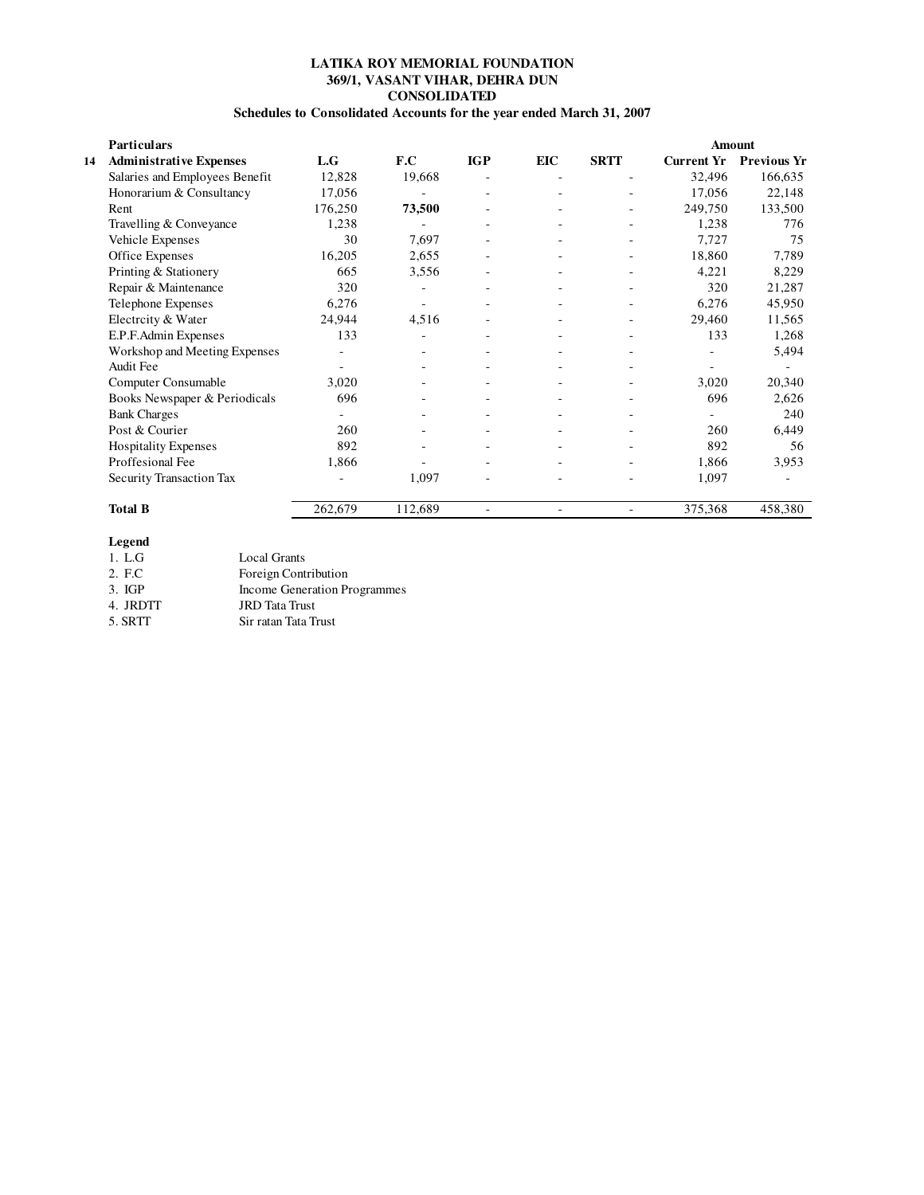**LATIKA ROY MEMORIAL FOUNDATION**
**369/1, VASANT VIHAR, DEHRA DUN**
**CONSOLIDATED**
**Schedules to Consolidated Accounts for the year ended March 31, 2007**

| | Particulars | | | | | | Amount | |
|---|---|---|---|---|---|---|---|---|
| 14 | **Administrative Expenses** | **L.G** | **F.C** | **IGP** | **EIC** | **SRTT** | **Current Yr** | **Previous Yr** |
| | Salaries and Employees Benefit | 12,828 | 19,668 | - | - | - | 32,496 | 166,635 |
| | Honorarium & Consultancy | 17,056 | - | - | - | - | 17,056 | 22,148 |
| | Rent | 176,250 | **73,500** | - | - | - | 249,750 | 133,500 |
| | Travelling & Conveyance | 1,238 | - | - | - | - | 1,238 | 776 |
| | Vehicle Expenses | 30 | 7,697 | - | - | - | 7,727 | 75 |
| | Office Expenses | 16,205 | 2,655 | - | - | - | 18,860 | 7,789 |
| | Printing & Stationery | 665 | 3,556 | - | - | - | 4,221 | 8,229 |
| | Repair & Maintenance | 320 | - | - | - | - | 320 | 21,287 |
| | Telephone Expenses | 6,276 | - | - | - | - | 6,276 | 45,950 |
| | Electrcity & Water | 24,944 | 4,516 | - | - | - | 29,460 | 11,565 |
| | E.P.F.Admin Expenses | 133 | - | - | - | - | 133 | 1,268 |
| | Workshop and Meeting Expenses | - | - | - | - | - | - | 5,494 |
| | Audit Fee | - | - | - | - | - | - | - |
| | Computer Consumable | 3,020 | - | - | - | - | 3,020 | 20,340 |
| | Books Newspaper & Periodicals | 696 | - | - | - | - | 696 | 2,626 |
| | Bank Charges | - | - | - | - | - | - | 240 |
| | Post & Courier | 260 | - | - | - | - | 260 | 6,449 |
| | Hospitality Expenses | 892 | - | - | - | - | 892 | 56 |
| | Proffesional Fee | 1,866 | - | - | - | - | 1,866 | 3,953 |
| | Security Transaction Tax | - | 1,097 | - | - | - | 1,097 | - |
| | **Total B** | 262,679 | 112,689 | - | - | - | 375,368 | 458,380 |

**Legend**

1. L.G — Local Grants
2. F.C — Foreign Contribution
3. IGP — Income Generation Programmes
4. JRDTT — JRD Tata Trust
5. SRTT — Sir ratan Tata Trust